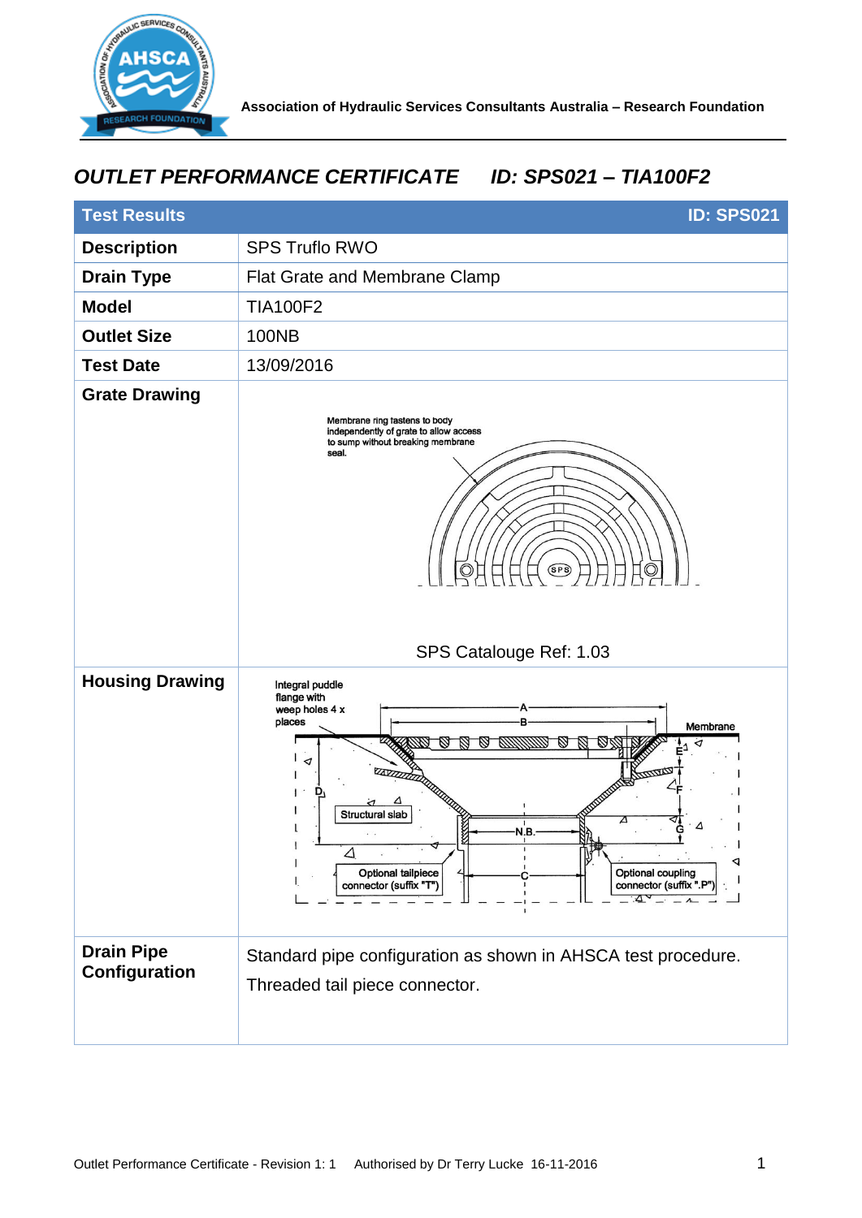Association of Hydraulic Services Consultants Australia – Research Foundation

# *OUTLET PERFORMANCE CERTIFICATE ID: SPS021 – TIA100F2*

| Test Results | ID: SPS021 |
|---|---|
| **Description** | SPS Truflo RWO |
| **Drain Type** | Flat Grate and Membrane Clamp |
| **Model** | TIA100F2 |
| **Outlet Size** | 100NB |
| **Test Date** | 13/09/2016 |
| **Grate Drawing** | Membrane ring fastens to body independently of grate to allow access to sump without breaking membrane seal. SPS Catalouge Ref: 1.03 |
| **Housing Drawing** | Integral puddle flange with weep holes 4 x places; A; B; Membrane; E; F; G; D; Structural slab; N.B.; Optional tailpiece connector (suffix "T"); C; Optional coupling connector (suffix ".P") |
| **Drain Pipe Configuration** | Standard pipe configuration as shown in AHSCA test procedure. Threaded tail piece connector. |

Outlet Performance Certificate - Revision 1: 1 Authorised by Dr Terry Lucke 16-11-2016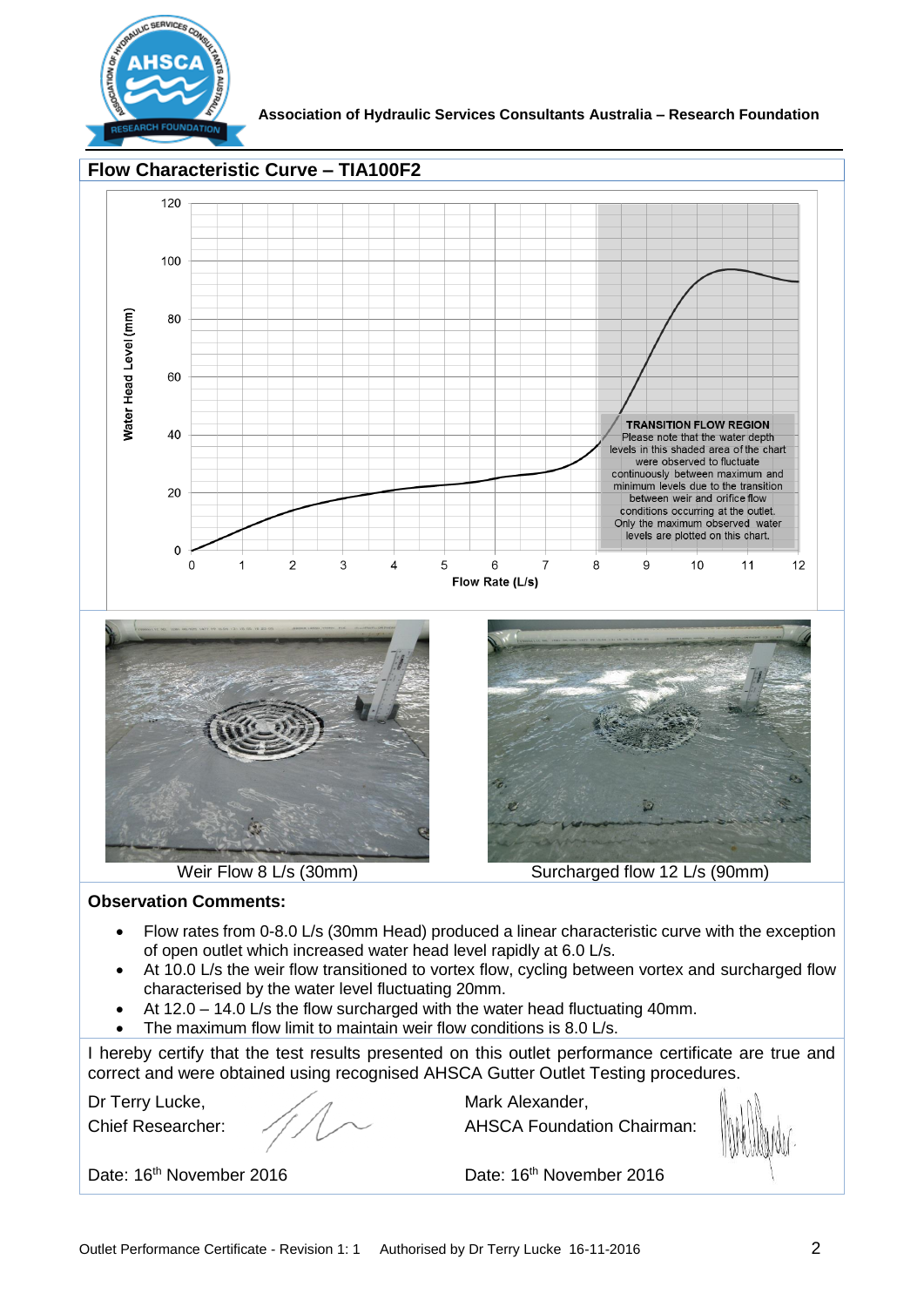Association of Hydraulic Services Consultants Australia – Research Foundation

## Flow Characteristic Curve – TIA100F2

Water Head Level (mm)

120
100
80
60
40
20
0

0 1 2 3 4 5 6 7 8 9 10 11 12

Flow Rate (L/s)

**TRANSITION FLOW REGION**
Please note that the water depth levels in this shaded area of the chart were observed to fluctuate continuously between maximum and minimum levels due to the transition between weir and orifice flow conditions occurring at the outlet. Only the maximum observed water levels are plotted on this chart.

Weir Flow 8 L/s (30mm)

Surcharged flow 12 L/s (90mm)

**Observation Comments:**

- Flow rates from 0-8.0 L/s (30mm Head) produced a linear characteristic curve with the exception of open outlet which increased water head level rapidly at 6.0 L/s.
- At 10.0 L/s the weir flow transitioned to vortex flow, cycling between vortex and surcharged flow characterised by the water level fluctuating 20mm.
- At 12.0 – 14.0 L/s the flow surcharged with the water head fluctuating 40mm.
- The maximum flow limit to maintain weir flow conditions is 8.0 L/s.

I hereby certify that the test results presented on this outlet performance certificate are true and correct and were obtained using recognised AHSCA Gutter Outlet Testing procedures.

Dr Terry Lucke,
Chief Researcher:

Date: 16th November 2016

Mark Alexander,
AHSCA Foundation Chairman:

Date: 16th November 2016

Outlet Performance Certificate - Revision 1: 1 Authorised by Dr Terry Lucke 16-11-2016